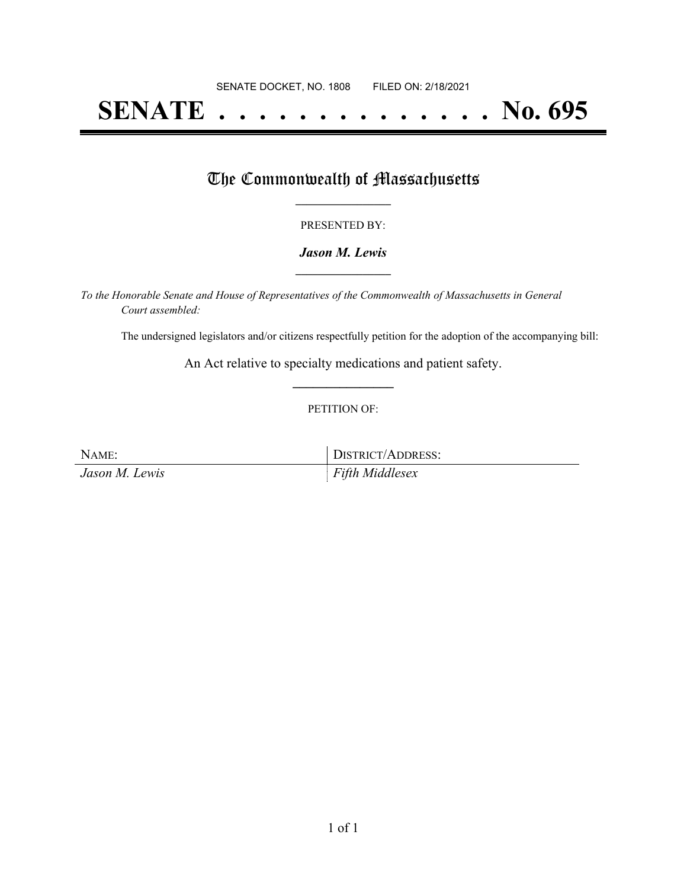SENATE DOCKET, NO. 1808        FILED ON: 2/18/2021

# SENATE . . . . . . . . . . . . . . No. 695

## The Commonwealth of Massachusetts

PRESENTED BY:

***Jason M. Lewis***

*To the Honorable Senate and House of Representatives of the Commonwealth of Massachusetts in General Court assembled:*

The undersigned legislators and/or citizens respectfully petition for the adoption of the accompanying bill:

An Act relative to specialty medications and patient safety.

PETITION OF:

| NAME: | DISTRICT/ADDRESS: |
|---|---|
| *Jason M. Lewis* | *Fifth Middlesex* |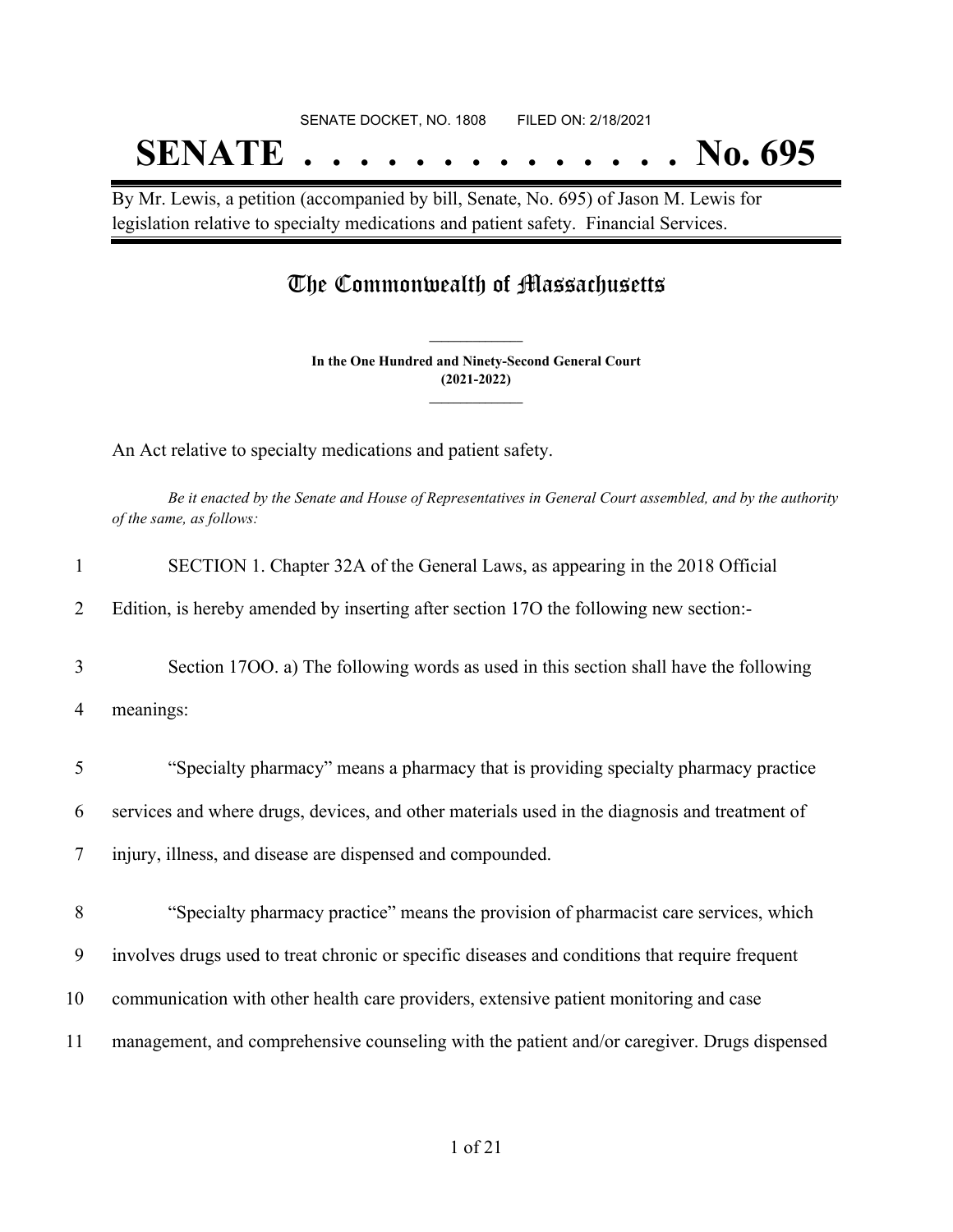SENATE DOCKET, NO. 1808 FILED ON: 2/18/2021

# SENATE . . . . . . . . . . . . . . No. 695

By Mr. Lewis, a petition (accompanied by bill, Senate, No. 695) of Jason M. Lewis for legislation relative to specialty medications and patient safety. Financial Services.

## The Commonwealth of Massachusetts

**In the One Hundred and Ninety-Second General Court**
**(2021-2022)**

An Act relative to specialty medications and patient safety.

*Be it enacted by the Senate and House of Representatives in General Court assembled, and by the authority of the same, as follows:*

1 SECTION 1. Chapter 32A of the General Laws, as appearing in the 2018 Official
2 Edition, is hereby amended by inserting after section 17O the following new section:-

3 Section 17OO. a) The following words as used in this section shall have the following
4 meanings:

5 "Specialty pharmacy" means a pharmacy that is providing specialty pharmacy practice
6 services and where drugs, devices, and other materials used in the diagnosis and treatment of
7 injury, illness, and disease are dispensed and compounded.

8 "Specialty pharmacy practice" means the provision of pharmacist care services, which
9 involves drugs used to treat chronic or specific diseases and conditions that require frequent
10 communication with other health care providers, extensive patient monitoring and case
11 management, and comprehensive counseling with the patient and/or caregiver. Drugs dispensed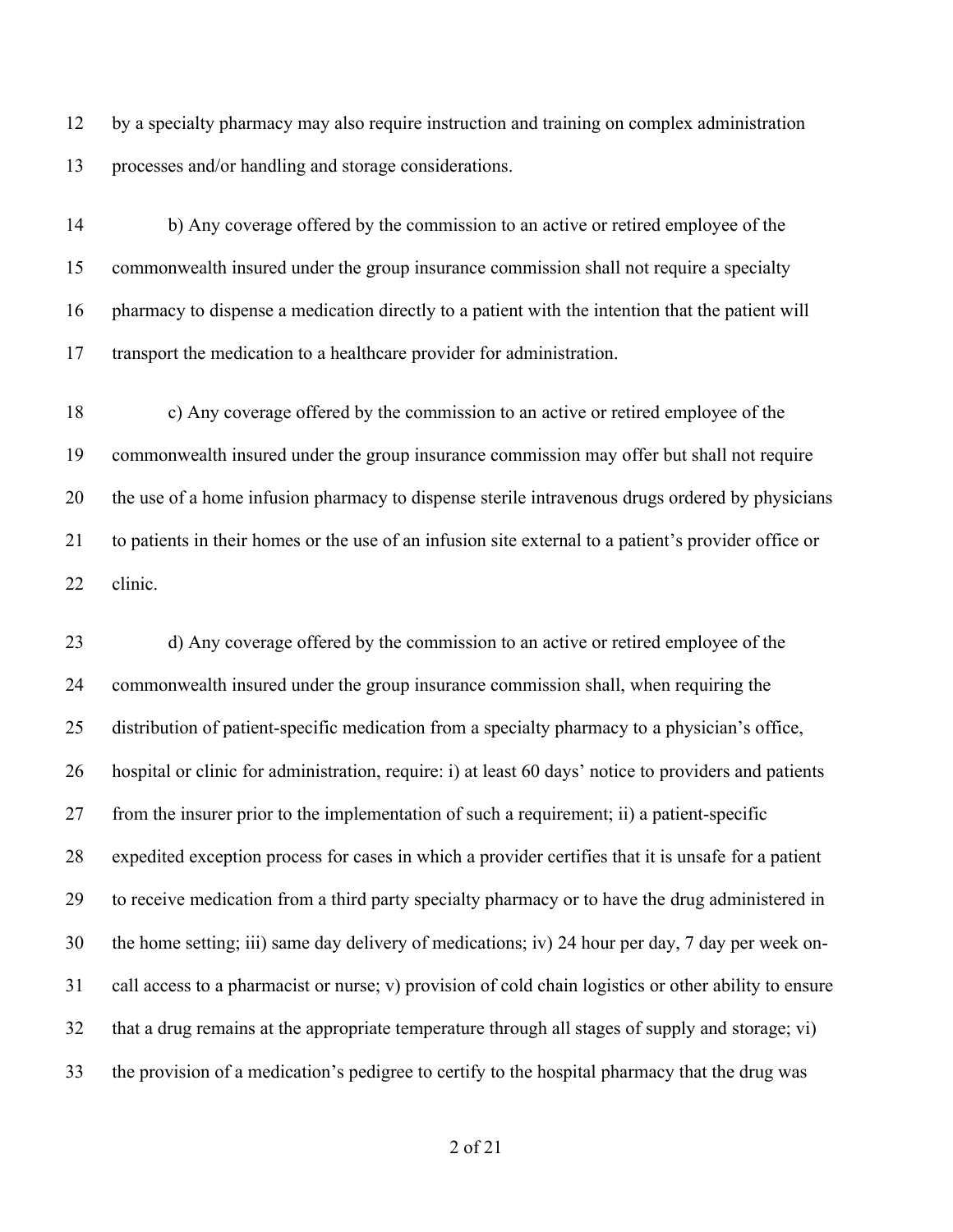by a specialty pharmacy may also require instruction and training on complex administration processes and/or handling and storage considerations.

b) Any coverage offered by the commission to an active or retired employee of the commonwealth insured under the group insurance commission shall not require a specialty pharmacy to dispense a medication directly to a patient with the intention that the patient will transport the medication to a healthcare provider for administration.

c) Any coverage offered by the commission to an active or retired employee of the commonwealth insured under the group insurance commission may offer but shall not require the use of a home infusion pharmacy to dispense sterile intravenous drugs ordered by physicians to patients in their homes or the use of an infusion site external to a patient's provider office or clinic.

d) Any coverage offered by the commission to an active or retired employee of the commonwealth insured under the group insurance commission shall, when requiring the distribution of patient-specific medication from a specialty pharmacy to a physician's office, hospital or clinic for administration, require: i) at least 60 days' notice to providers and patients from the insurer prior to the implementation of such a requirement; ii) a patient-specific expedited exception process for cases in which a provider certifies that it is unsafe for a patient to receive medication from a third party specialty pharmacy or to have the drug administered in the home setting; iii) same day delivery of medications; iv) 24 hour per day, 7 day per week on-call access to a pharmacist or nurse; v) provision of cold chain logistics or other ability to ensure that a drug remains at the appropriate temperature through all stages of supply and storage; vi) the provision of a medication's pedigree to certify to the hospital pharmacy that the drug was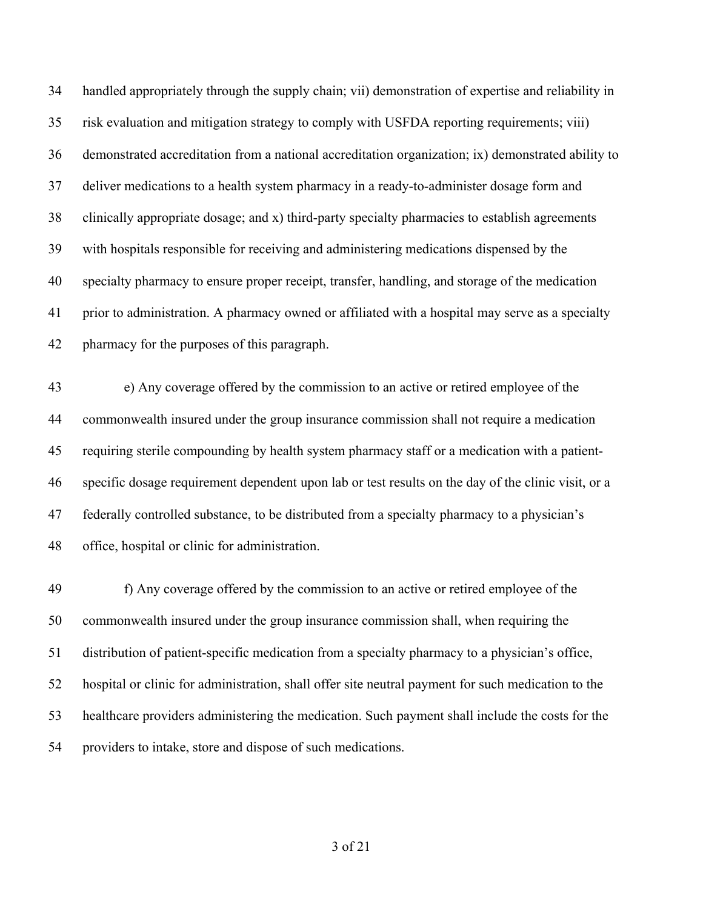handled appropriately through the supply chain; vii) demonstration of expertise and reliability in risk evaluation and mitigation strategy to comply with USFDA reporting requirements; viii) demonstrated accreditation from a national accreditation organization; ix) demonstrated ability to deliver medications to a health system pharmacy in a ready-to-administer dosage form and clinically appropriate dosage; and x) third-party specialty pharmacies to establish agreements with hospitals responsible for receiving and administering medications dispensed by the specialty pharmacy to ensure proper receipt, transfer, handling, and storage of the medication prior to administration. A pharmacy owned or affiliated with a hospital may serve as a specialty pharmacy for the purposes of this paragraph.

e) Any coverage offered by the commission to an active or retired employee of the commonwealth insured under the group insurance commission shall not require a medication requiring sterile compounding by health system pharmacy staff or a medication with a patient-specific dosage requirement dependent upon lab or test results on the day of the clinic visit, or a federally controlled substance, to be distributed from a specialty pharmacy to a physician's office, hospital or clinic for administration.

f) Any coverage offered by the commission to an active or retired employee of the commonwealth insured under the group insurance commission shall, when requiring the distribution of patient-specific medication from a specialty pharmacy to a physician's office, hospital or clinic for administration, shall offer site neutral payment for such medication to the healthcare providers administering the medication. Such payment shall include the costs for the providers to intake, store and dispose of such medications.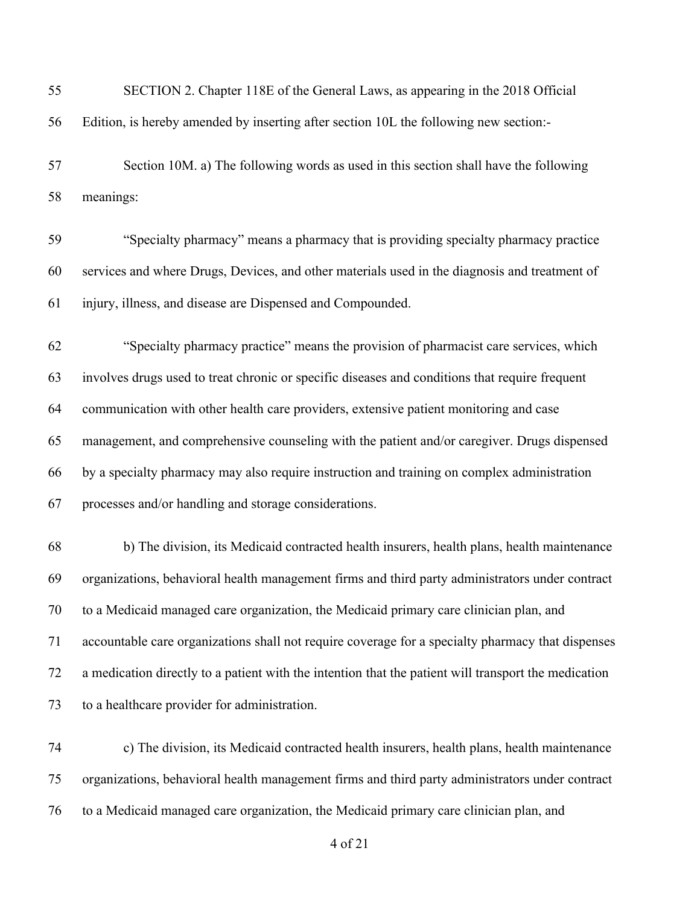SECTION 2. Chapter 118E of the General Laws, as appearing in the 2018 Official Edition, is hereby amended by inserting after section 10L the following new section:-

Section 10M. a) The following words as used in this section shall have the following meanings:

"Specialty pharmacy" means a pharmacy that is providing specialty pharmacy practice services and where Drugs, Devices, and other materials used in the diagnosis and treatment of injury, illness, and disease are Dispensed and Compounded.

"Specialty pharmacy practice" means the provision of pharmacist care services, which involves drugs used to treat chronic or specific diseases and conditions that require frequent communication with other health care providers, extensive patient monitoring and case management, and comprehensive counseling with the patient and/or caregiver. Drugs dispensed by a specialty pharmacy may also require instruction and training on complex administration processes and/or handling and storage considerations.

b) The division, its Medicaid contracted health insurers, health plans, health maintenance organizations, behavioral health management firms and third party administrators under contract to a Medicaid managed care organization, the Medicaid primary care clinician plan, and accountable care organizations shall not require coverage for a specialty pharmacy that dispenses a medication directly to a patient with the intention that the patient will transport the medication to a healthcare provider for administration.

c) The division, its Medicaid contracted health insurers, health plans, health maintenance organizations, behavioral health management firms and third party administrators under contract to a Medicaid managed care organization, the Medicaid primary care clinician plan, and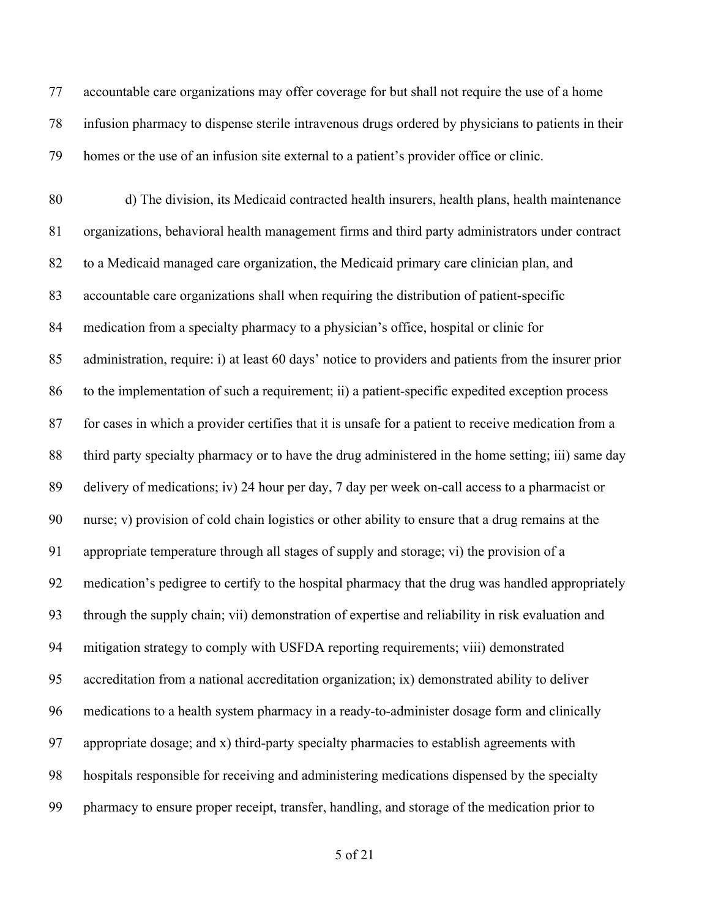77 accountable care organizations may offer coverage for but shall not require the use of a home
78 infusion pharmacy to dispense sterile intravenous drugs ordered by physicians to patients in their
79 homes or the use of an infusion site external to a patient's provider office or clinic.

80 d) The division, its Medicaid contracted health insurers, health plans, health maintenance
81 organizations, behavioral health management firms and third party administrators under contract
82 to a Medicaid managed care organization, the Medicaid primary care clinician plan, and
83 accountable care organizations shall when requiring the distribution of patient-specific
84 medication from a specialty pharmacy to a physician's office, hospital or clinic for
85 administration, require: i) at least 60 days' notice to providers and patients from the insurer prior
86 to the implementation of such a requirement; ii) a patient-specific expedited exception process
87 for cases in which a provider certifies that it is unsafe for a patient to receive medication from a
88 third party specialty pharmacy or to have the drug administered in the home setting; iii) same day
89 delivery of medications; iv) 24 hour per day, 7 day per week on-call access to a pharmacist or
90 nurse; v) provision of cold chain logistics or other ability to ensure that a drug remains at the
91 appropriate temperature through all stages of supply and storage; vi) the provision of a
92 medication's pedigree to certify to the hospital pharmacy that the drug was handled appropriately
93 through the supply chain; vii) demonstration of expertise and reliability in risk evaluation and
94 mitigation strategy to comply with USFDA reporting requirements; viii) demonstrated
95 accreditation from a national accreditation organization; ix) demonstrated ability to deliver
96 medications to a health system pharmacy in a ready-to-administer dosage form and clinically
97 appropriate dosage; and x) third-party specialty pharmacies to establish agreements with
98 hospitals responsible for receiving and administering medications dispensed by the specialty
99 pharmacy to ensure proper receipt, transfer, handling, and storage of the medication prior to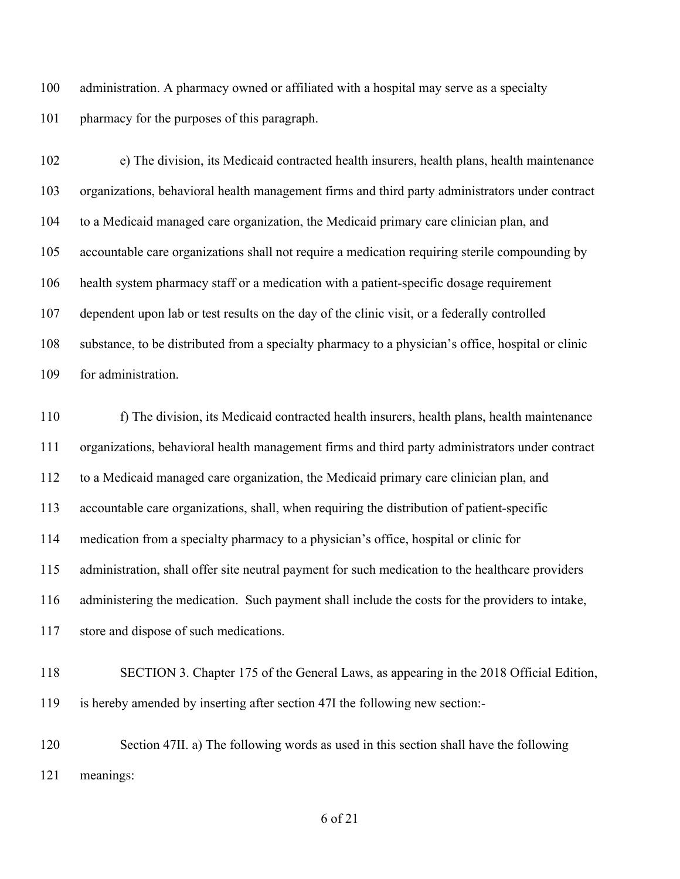administration. A pharmacy owned or affiliated with a hospital may serve as a specialty pharmacy for the purposes of this paragraph.

e) The division, its Medicaid contracted health insurers, health plans, health maintenance organizations, behavioral health management firms and third party administrators under contract to a Medicaid managed care organization, the Medicaid primary care clinician plan, and accountable care organizations shall not require a medication requiring sterile compounding by health system pharmacy staff or a medication with a patient-specific dosage requirement dependent upon lab or test results on the day of the clinic visit, or a federally controlled substance, to be distributed from a specialty pharmacy to a physician's office, hospital or clinic for administration.

f) The division, its Medicaid contracted health insurers, health plans, health maintenance organizations, behavioral health management firms and third party administrators under contract to a Medicaid managed care organization, the Medicaid primary care clinician plan, and accountable care organizations, shall, when requiring the distribution of patient-specific medication from a specialty pharmacy to a physician's office, hospital or clinic for administration, shall offer site neutral payment for such medication to the healthcare providers administering the medication. Such payment shall include the costs for the providers to intake, store and dispose of such medications.

SECTION 3. Chapter 175 of the General Laws, as appearing in the 2018 Official Edition, is hereby amended by inserting after section 47I the following new section:-

Section 47II. a) The following words as used in this section shall have the following meanings: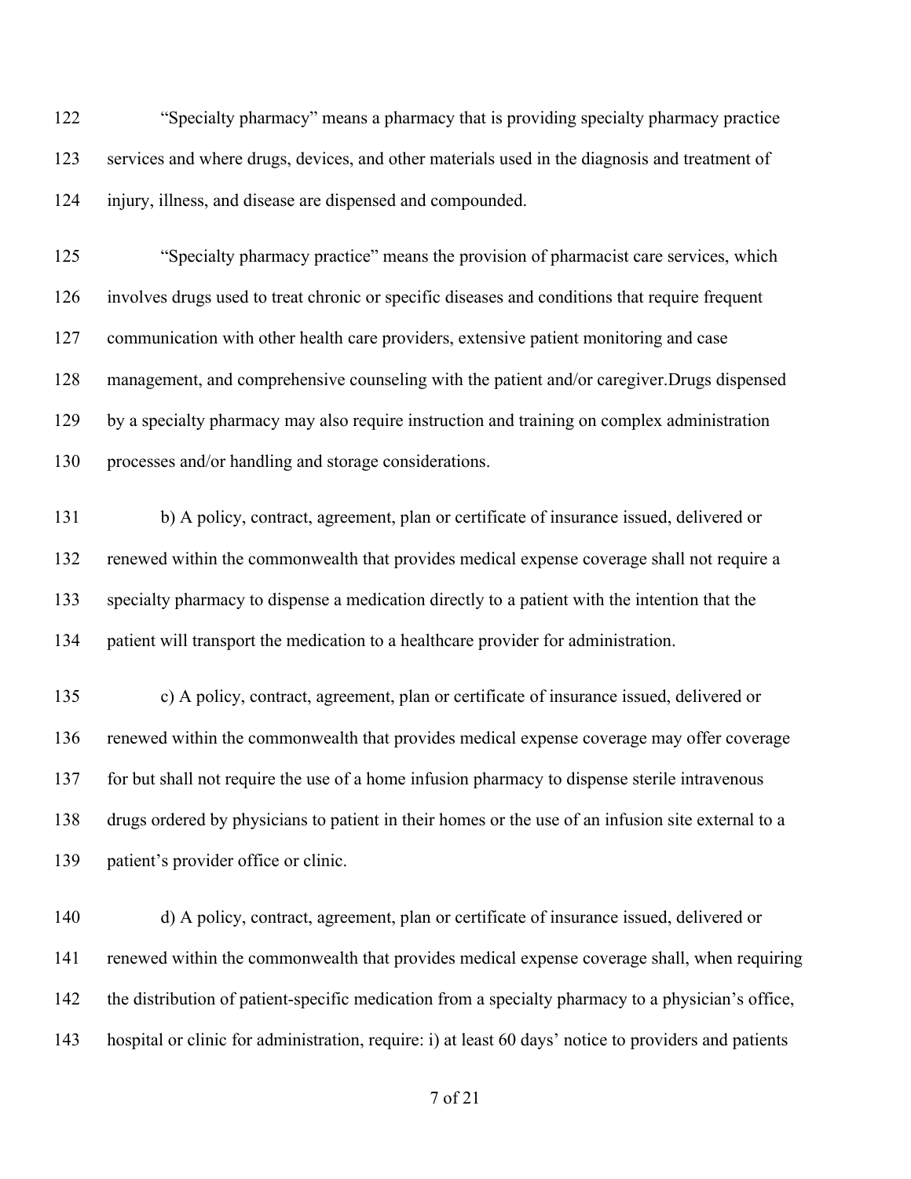"Specialty pharmacy" means a pharmacy that is providing specialty pharmacy practice services and where drugs, devices, and other materials used in the diagnosis and treatment of injury, illness, and disease are dispensed and compounded.

"Specialty pharmacy practice" means the provision of pharmacist care services, which involves drugs used to treat chronic or specific diseases and conditions that require frequent communication with other health care providers, extensive patient monitoring and case management, and comprehensive counseling with the patient and/or caregiver.Drugs dispensed by a specialty pharmacy may also require instruction and training on complex administration processes and/or handling and storage considerations.

b) A policy, contract, agreement, plan or certificate of insurance issued, delivered or renewed within the commonwealth that provides medical expense coverage shall not require a specialty pharmacy to dispense a medication directly to a patient with the intention that the patient will transport the medication to a healthcare provider for administration.

c) A policy, contract, agreement, plan or certificate of insurance issued, delivered or renewed within the commonwealth that provides medical expense coverage may offer coverage for but shall not require the use of a home infusion pharmacy to dispense sterile intravenous drugs ordered by physicians to patient in their homes or the use of an infusion site external to a patient's provider office or clinic.

d) A policy, contract, agreement, plan or certificate of insurance issued, delivered or renewed within the commonwealth that provides medical expense coverage shall, when requiring the distribution of patient-specific medication from a specialty pharmacy to a physician's office, hospital or clinic for administration, require: i) at least 60 days' notice to providers and patients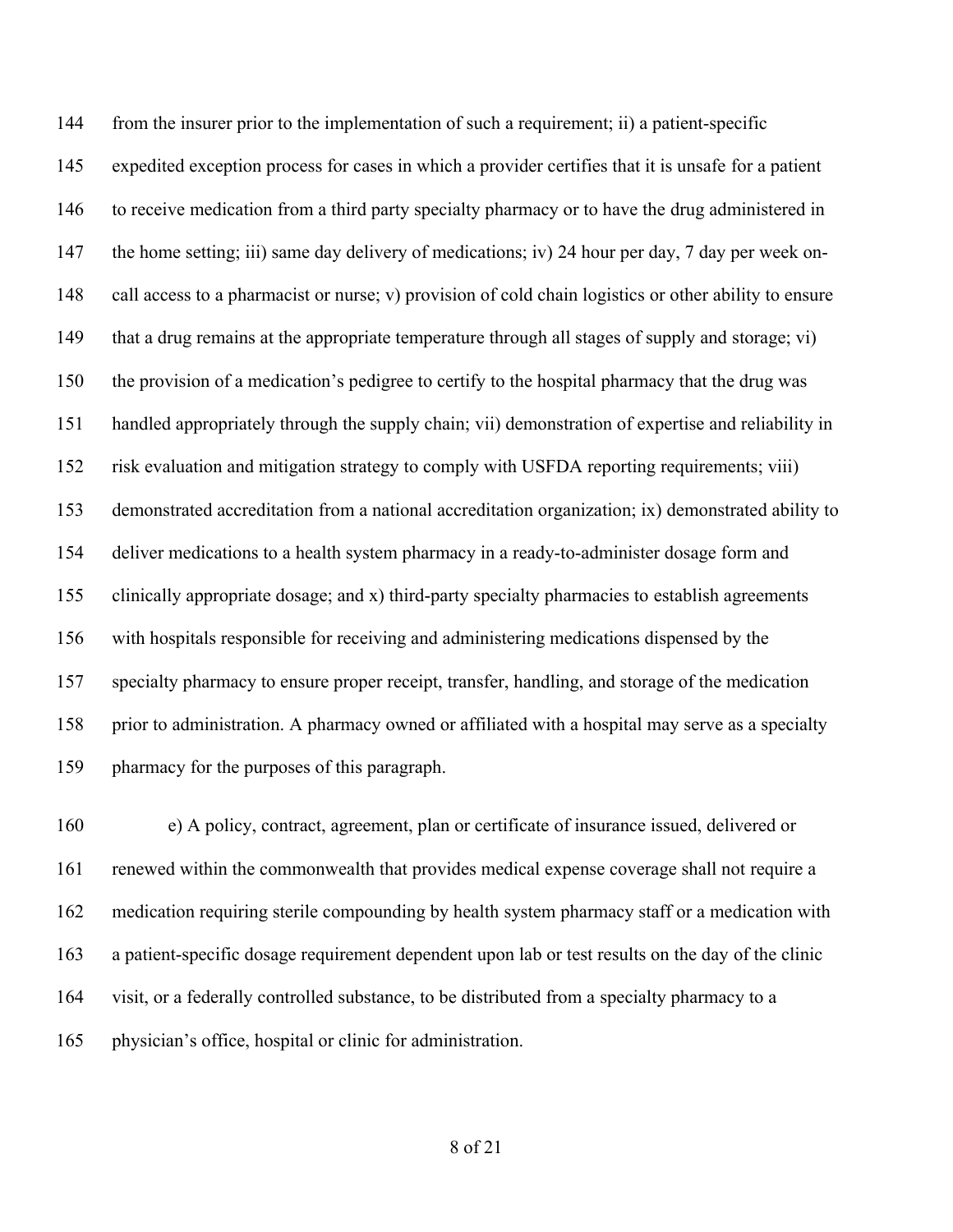from the insurer prior to the implementation of such a requirement; ii) a patient-specific expedited exception process for cases in which a provider certifies that it is unsafe for a patient to receive medication from a third party specialty pharmacy or to have the drug administered in the home setting; iii) same day delivery of medications; iv) 24 hour per day, 7 day per week on-call access to a pharmacist or nurse; v) provision of cold chain logistics or other ability to ensure that a drug remains at the appropriate temperature through all stages of supply and storage; vi) the provision of a medication's pedigree to certify to the hospital pharmacy that the drug was handled appropriately through the supply chain; vii) demonstration of expertise and reliability in risk evaluation and mitigation strategy to comply with USFDA reporting requirements; viii) demonstrated accreditation from a national accreditation organization; ix) demonstrated ability to deliver medications to a health system pharmacy in a ready-to-administer dosage form and clinically appropriate dosage; and x) third-party specialty pharmacies to establish agreements with hospitals responsible for receiving and administering medications dispensed by the specialty pharmacy to ensure proper receipt, transfer, handling, and storage of the medication prior to administration. A pharmacy owned or affiliated with a hospital may serve as a specialty pharmacy for the purposes of this paragraph.

e) A policy, contract, agreement, plan or certificate of insurance issued, delivered or renewed within the commonwealth that provides medical expense coverage shall not require a medication requiring sterile compounding by health system pharmacy staff or a medication with a patient-specific dosage requirement dependent upon lab or test results on the day of the clinic visit, or a federally controlled substance, to be distributed from a specialty pharmacy to a physician's office, hospital or clinic for administration.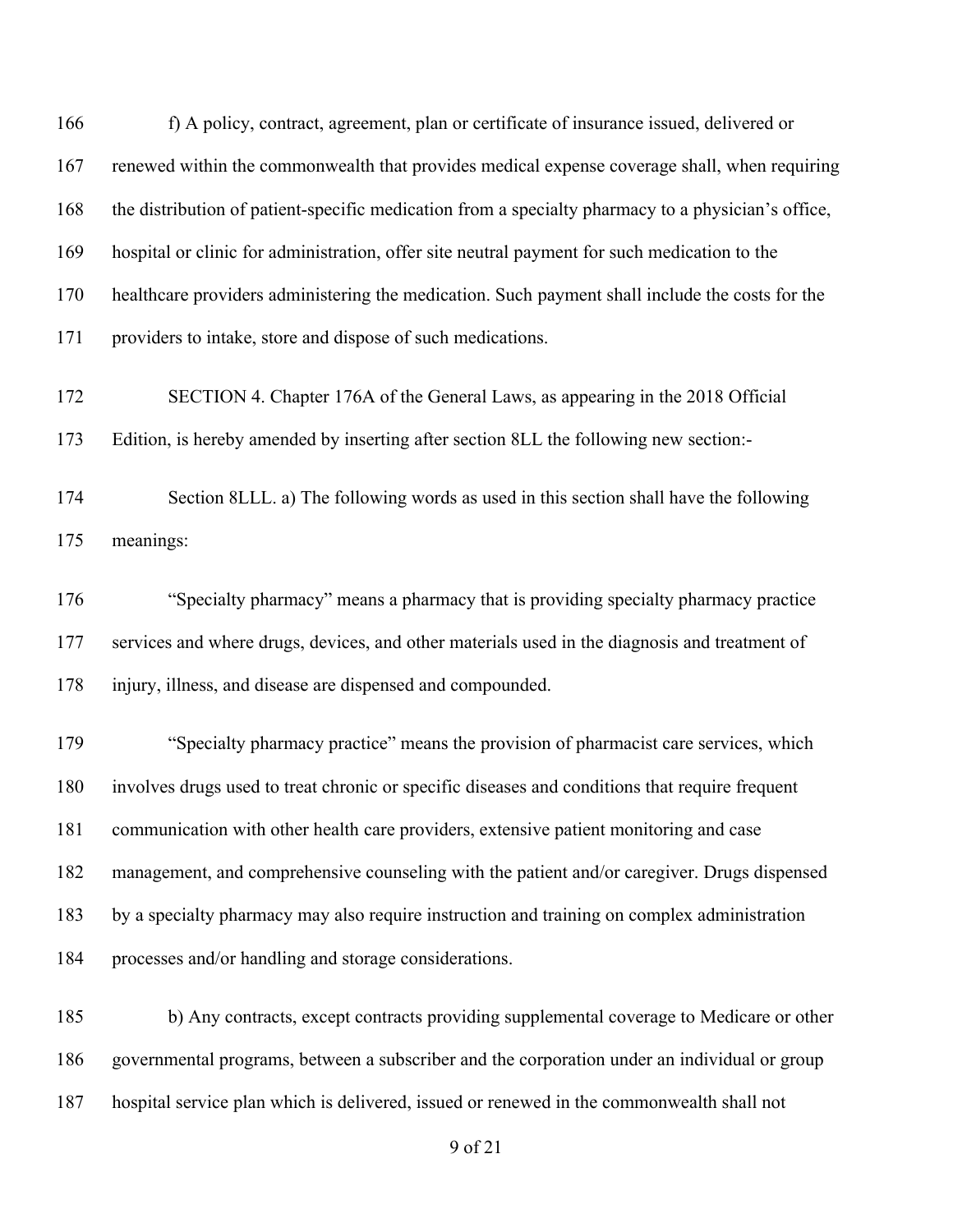f) A policy, contract, agreement, plan or certificate of insurance issued, delivered or renewed within the commonwealth that provides medical expense coverage shall, when requiring the distribution of patient-specific medication from a specialty pharmacy to a physician's office, hospital or clinic for administration, offer site neutral payment for such medication to the healthcare providers administering the medication. Such payment shall include the costs for the providers to intake, store and dispose of such medications.

SECTION 4. Chapter 176A of the General Laws, as appearing in the 2018 Official Edition, is hereby amended by inserting after section 8LL the following new section:-

Section 8LLL. a) The following words as used in this section shall have the following meanings:

"Specialty pharmacy" means a pharmacy that is providing specialty pharmacy practice services and where drugs, devices, and other materials used in the diagnosis and treatment of injury, illness, and disease are dispensed and compounded.

"Specialty pharmacy practice" means the provision of pharmacist care services, which involves drugs used to treat chronic or specific diseases and conditions that require frequent communication with other health care providers, extensive patient monitoring and case management, and comprehensive counseling with the patient and/or caregiver. Drugs dispensed by a specialty pharmacy may also require instruction and training on complex administration processes and/or handling and storage considerations.

b) Any contracts, except contracts providing supplemental coverage to Medicare or other governmental programs, between a subscriber and the corporation under an individual or group hospital service plan which is delivered, issued or renewed in the commonwealth shall not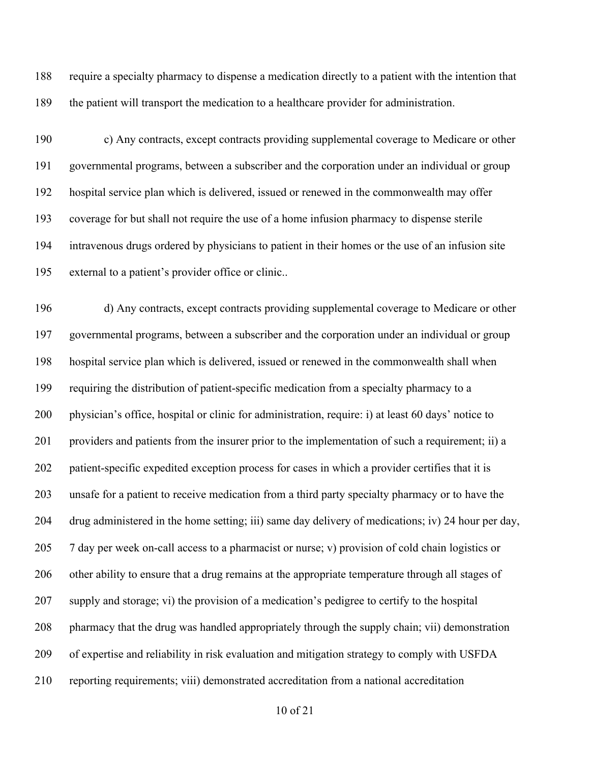require a specialty pharmacy to dispense a medication directly to a patient with the intention that the patient will transport the medication to a healthcare provider for administration.

c) Any contracts, except contracts providing supplemental coverage to Medicare or other governmental programs, between a subscriber and the corporation under an individual or group hospital service plan which is delivered, issued or renewed in the commonwealth may offer coverage for but shall not require the use of a home infusion pharmacy to dispense sterile intravenous drugs ordered by physicians to patient in their homes or the use of an infusion site external to a patient's provider office or clinic..

d) Any contracts, except contracts providing supplemental coverage to Medicare or other governmental programs, between a subscriber and the corporation under an individual or group hospital service plan which is delivered, issued or renewed in the commonwealth shall when requiring the distribution of patient-specific medication from a specialty pharmacy to a physician's office, hospital or clinic for administration, require: i) at least 60 days' notice to providers and patients from the insurer prior to the implementation of such a requirement; ii) a patient-specific expedited exception process for cases in which a provider certifies that it is unsafe for a patient to receive medication from a third party specialty pharmacy or to have the drug administered in the home setting; iii) same day delivery of medications; iv) 24 hour per day, 7 day per week on-call access to a pharmacist or nurse; v) provision of cold chain logistics or other ability to ensure that a drug remains at the appropriate temperature through all stages of supply and storage; vi) the provision of a medication's pedigree to certify to the hospital pharmacy that the drug was handled appropriately through the supply chain; vii) demonstration of expertise and reliability in risk evaluation and mitigation strategy to comply with USFDA reporting requirements; viii) demonstrated accreditation from a national accreditation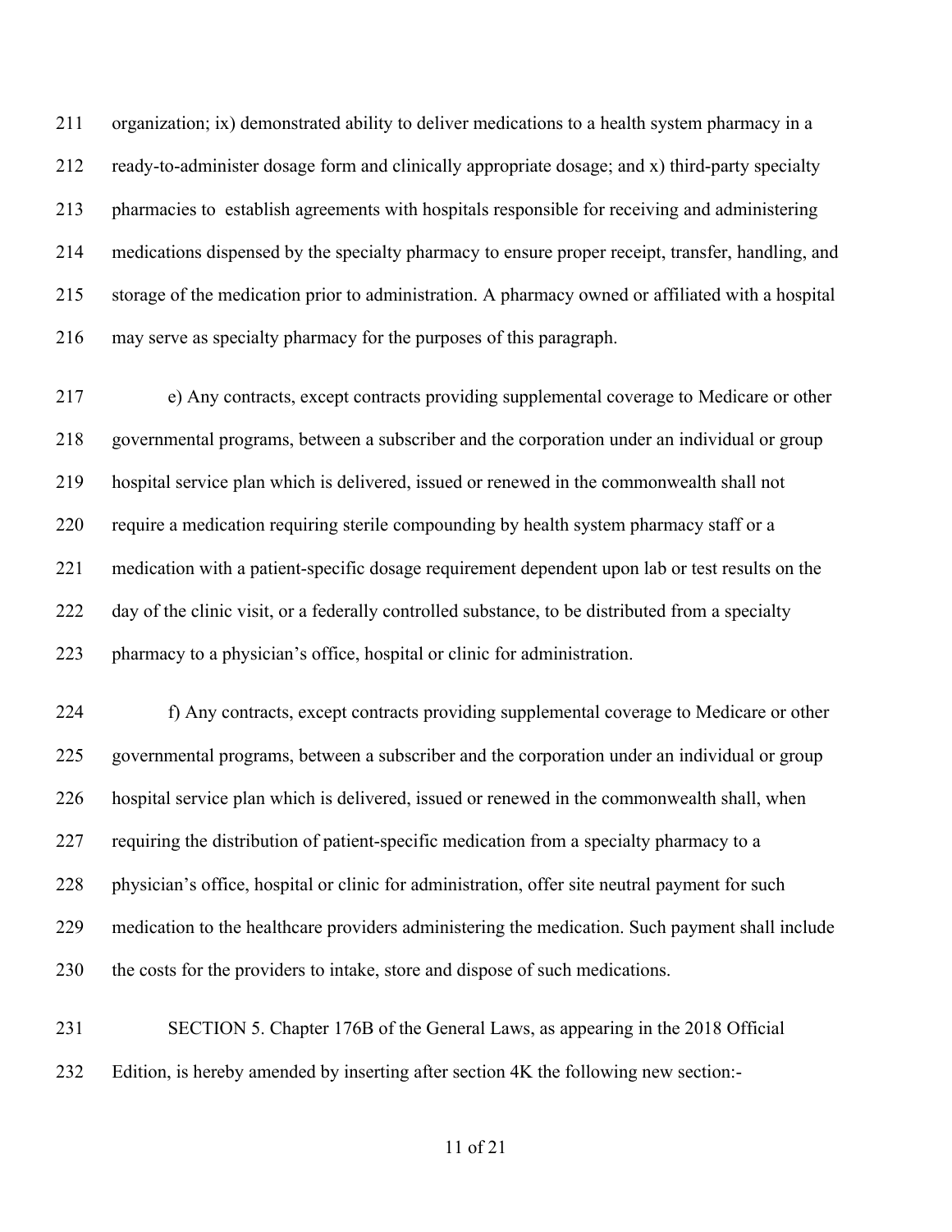organization; ix) demonstrated ability to deliver medications to a health system pharmacy in a ready-to-administer dosage form and clinically appropriate dosage; and x) third-party specialty pharmacies to establish agreements with hospitals responsible for receiving and administering medications dispensed by the specialty pharmacy to ensure proper receipt, transfer, handling, and storage of the medication prior to administration. A pharmacy owned or affiliated with a hospital may serve as specialty pharmacy for the purposes of this paragraph.

e) Any contracts, except contracts providing supplemental coverage to Medicare or other governmental programs, between a subscriber and the corporation under an individual or group hospital service plan which is delivered, issued or renewed in the commonwealth shall not require a medication requiring sterile compounding by health system pharmacy staff or a medication with a patient-specific dosage requirement dependent upon lab or test results on the day of the clinic visit, or a federally controlled substance, to be distributed from a specialty pharmacy to a physician's office, hospital or clinic for administration.

f) Any contracts, except contracts providing supplemental coverage to Medicare or other governmental programs, between a subscriber and the corporation under an individual or group hospital service plan which is delivered, issued or renewed in the commonwealth shall, when requiring the distribution of patient-specific medication from a specialty pharmacy to a physician's office, hospital or clinic for administration, offer site neutral payment for such medication to the healthcare providers administering the medication. Such payment shall include the costs for the providers to intake, store and dispose of such medications.

SECTION 5. Chapter 176B of the General Laws, as appearing in the 2018 Official Edition, is hereby amended by inserting after section 4K the following new section:-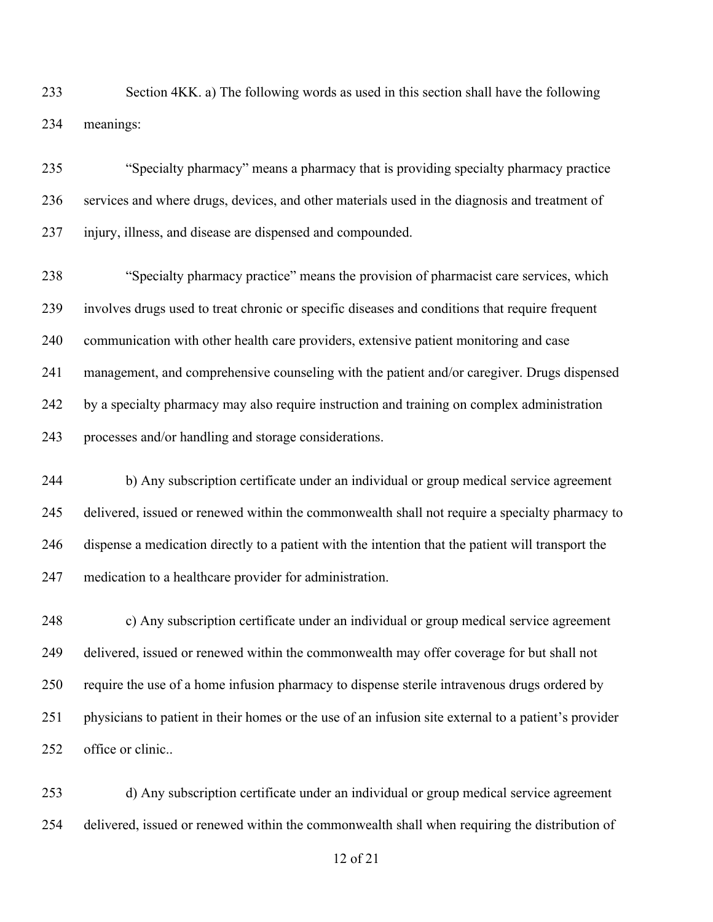Section 4KK. a) The following words as used in this section shall have the following meanings:

"Specialty pharmacy" means a pharmacy that is providing specialty pharmacy practice services and where drugs, devices, and other materials used in the diagnosis and treatment of injury, illness, and disease are dispensed and compounded.

"Specialty pharmacy practice" means the provision of pharmacist care services, which involves drugs used to treat chronic or specific diseases and conditions that require frequent communication with other health care providers, extensive patient monitoring and case management, and comprehensive counseling with the patient and/or caregiver. Drugs dispensed by a specialty pharmacy may also require instruction and training on complex administration processes and/or handling and storage considerations.

b) Any subscription certificate under an individual or group medical service agreement delivered, issued or renewed within the commonwealth shall not require a specialty pharmacy to dispense a medication directly to a patient with the intention that the patient will transport the medication to a healthcare provider for administration.

c) Any subscription certificate under an individual or group medical service agreement delivered, issued or renewed within the commonwealth may offer coverage for but shall not require the use of a home infusion pharmacy to dispense sterile intravenous drugs ordered by physicians to patient in their homes or the use of an infusion site external to a patient's provider office or clinic..

d) Any subscription certificate under an individual or group medical service agreement delivered, issued or renewed within the commonwealth shall when requiring the distribution of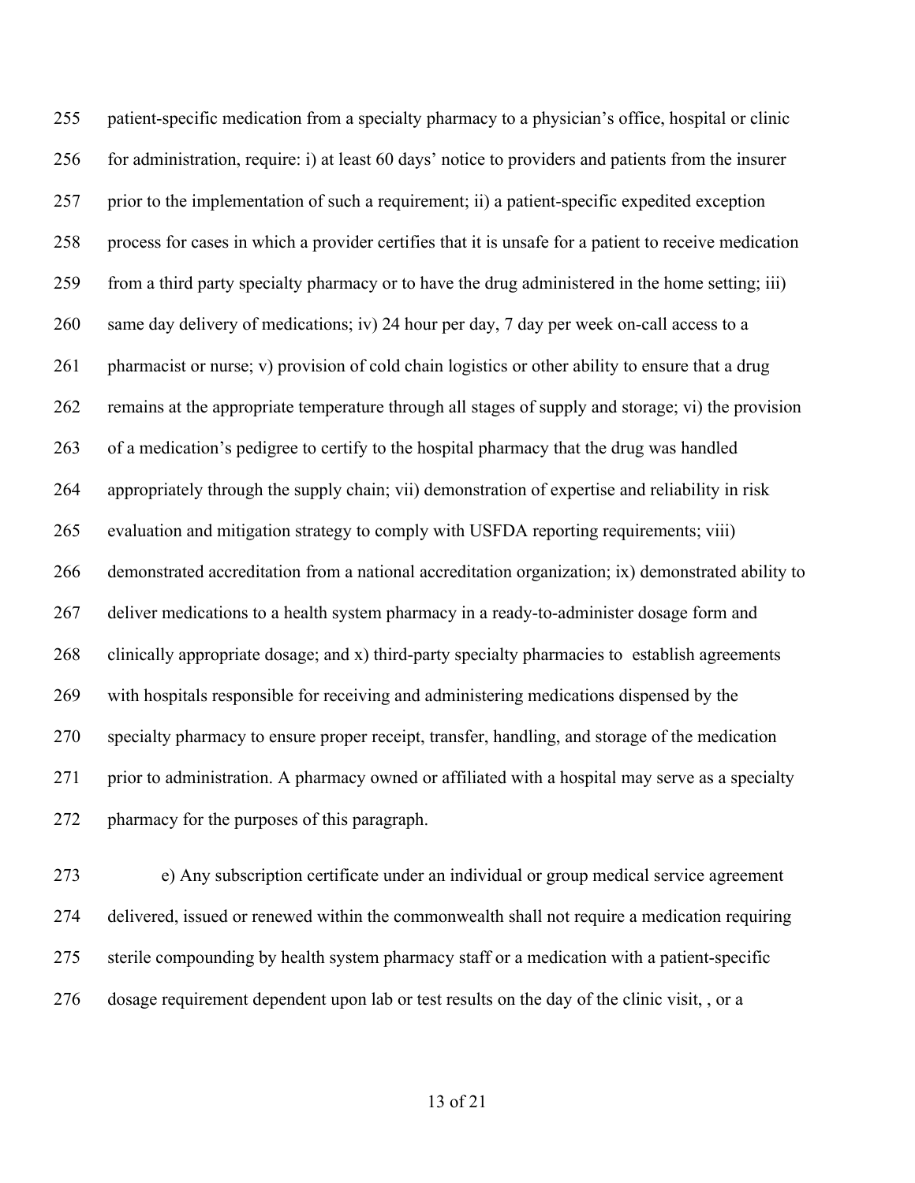patient-specific medication from a specialty pharmacy to a physician's office, hospital or clinic for administration, require: i) at least 60 days' notice to providers and patients from the insurer prior to the implementation of such a requirement; ii) a patient-specific expedited exception process for cases in which a provider certifies that it is unsafe for a patient to receive medication from a third party specialty pharmacy or to have the drug administered in the home setting; iii) same day delivery of medications; iv) 24 hour per day, 7 day per week on-call access to a pharmacist or nurse; v) provision of cold chain logistics or other ability to ensure that a drug remains at the appropriate temperature through all stages of supply and storage; vi) the provision of a medication's pedigree to certify to the hospital pharmacy that the drug was handled appropriately through the supply chain; vii) demonstration of expertise and reliability in risk evaluation and mitigation strategy to comply with USFDA reporting requirements; viii) demonstrated accreditation from a national accreditation organization; ix) demonstrated ability to deliver medications to a health system pharmacy in a ready-to-administer dosage form and clinically appropriate dosage; and x) third-party specialty pharmacies to establish agreements with hospitals responsible for receiving and administering medications dispensed by the specialty pharmacy to ensure proper receipt, transfer, handling, and storage of the medication prior to administration. A pharmacy owned or affiliated with a hospital may serve as a specialty pharmacy for the purposes of this paragraph.

e) Any subscription certificate under an individual or group medical service agreement delivered, issued or renewed within the commonwealth shall not require a medication requiring sterile compounding by health system pharmacy staff or a medication with a patient-specific dosage requirement dependent upon lab or test results on the day of the clinic visit, , or a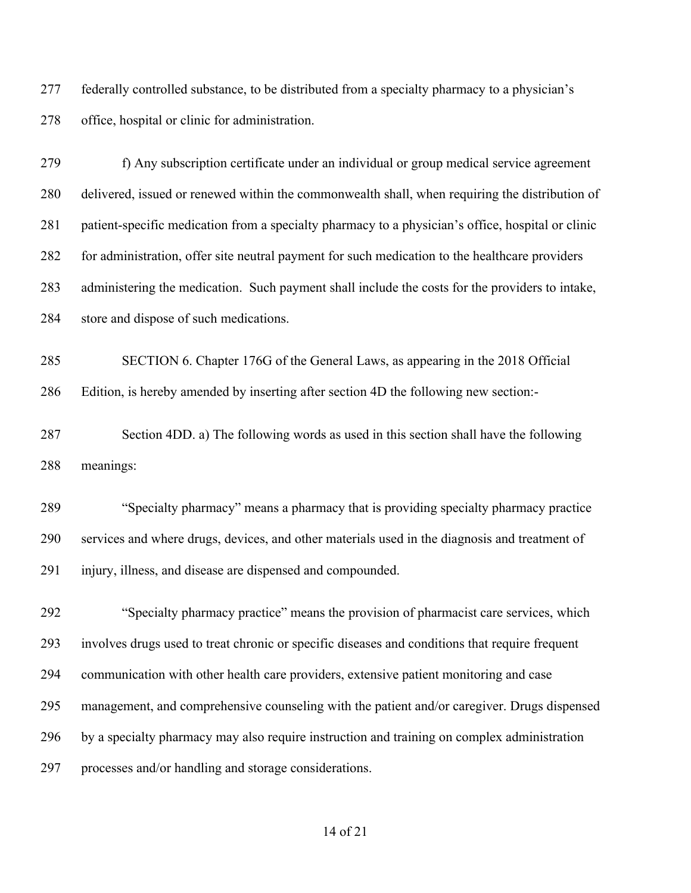277 federally controlled substance, to be distributed from a specialty pharmacy to a physician's
278 office, hospital or clinic for administration.

279 f) Any subscription certificate under an individual or group medical service agreement
280 delivered, issued or renewed within the commonwealth shall, when requiring the distribution of
281 patient-specific medication from a specialty pharmacy to a physician's office, hospital or clinic
282 for administration, offer site neutral payment for such medication to the healthcare providers
283 administering the medication. Such payment shall include the costs for the providers to intake,
284 store and dispose of such medications.

285 SECTION 6. Chapter 176G of the General Laws, as appearing in the 2018 Official
286 Edition, is hereby amended by inserting after section 4D the following new section:-

287 Section 4DD. a) The following words as used in this section shall have the following
288 meanings:

289 "Specialty pharmacy" means a pharmacy that is providing specialty pharmacy practice
290 services and where drugs, devices, and other materials used in the diagnosis and treatment of
291 injury, illness, and disease are dispensed and compounded.

292 "Specialty pharmacy practice" means the provision of pharmacist care services, which
293 involves drugs used to treat chronic or specific diseases and conditions that require frequent
294 communication with other health care providers, extensive patient monitoring and case
295 management, and comprehensive counseling with the patient and/or caregiver. Drugs dispensed
296 by a specialty pharmacy may also require instruction and training on complex administration
297 processes and/or handling and storage considerations.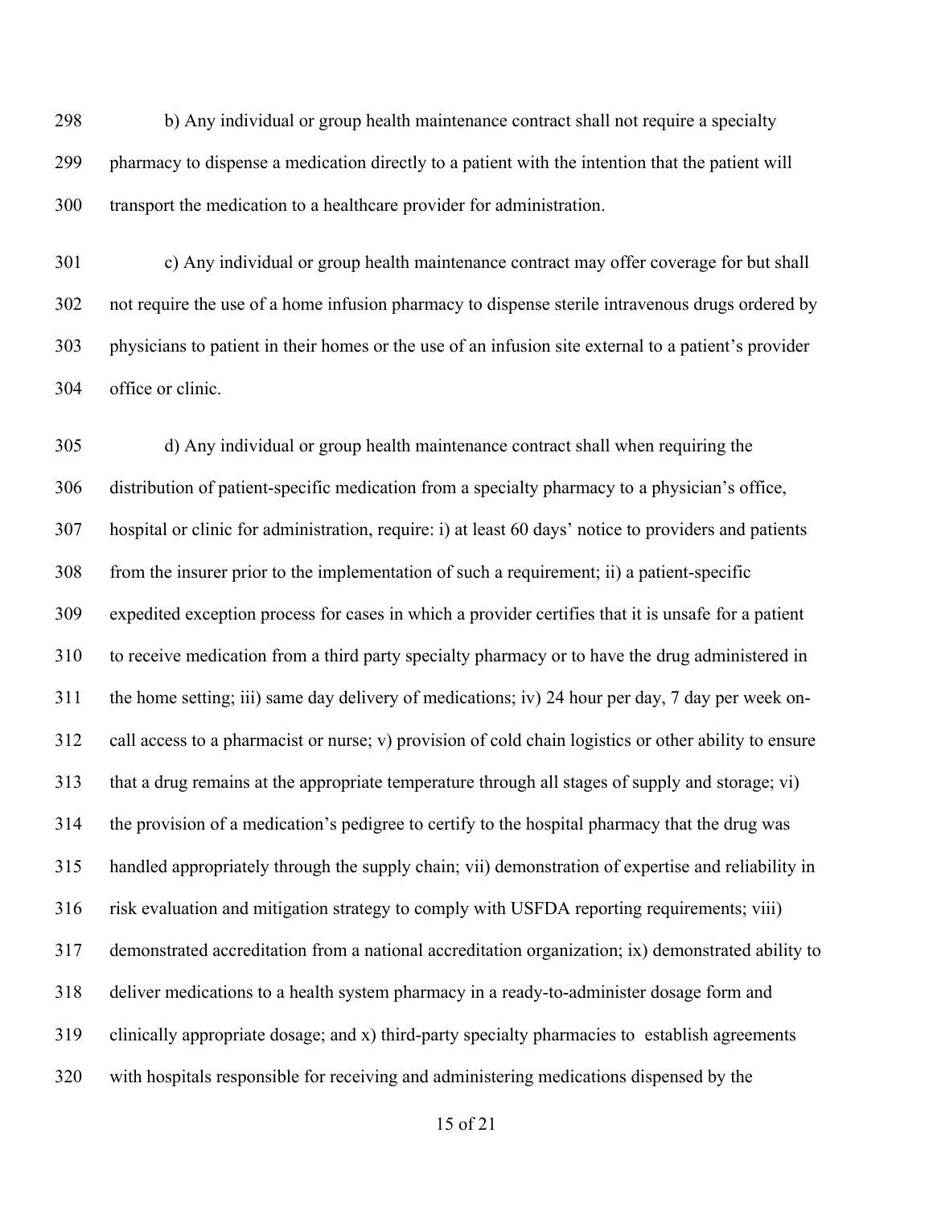b) Any individual or group health maintenance contract shall not require a specialty pharmacy to dispense a medication directly to a patient with the intention that the patient will transport the medication to a healthcare provider for administration.

c) Any individual or group health maintenance contract may offer coverage for but shall not require the use of a home infusion pharmacy to dispense sterile intravenous drugs ordered by physicians to patient in their homes or the use of an infusion site external to a patient's provider office or clinic.

d) Any individual or group health maintenance contract shall when requiring the distribution of patient-specific medication from a specialty pharmacy to a physician's office, hospital or clinic for administration, require: i) at least 60 days' notice to providers and patients from the insurer prior to the implementation of such a requirement; ii) a patient-specific expedited exception process for cases in which a provider certifies that it is unsafe for a patient to receive medication from a third party specialty pharmacy or to have the drug administered in the home setting; iii) same day delivery of medications; iv) 24 hour per day, 7 day per week on-call access to a pharmacist or nurse; v) provision of cold chain logistics or other ability to ensure that a drug remains at the appropriate temperature through all stages of supply and storage; vi) the provision of a medication's pedigree to certify to the hospital pharmacy that the drug was handled appropriately through the supply chain; vii) demonstration of expertise and reliability in risk evaluation and mitigation strategy to comply with USFDA reporting requirements; viii) demonstrated accreditation from a national accreditation organization; ix) demonstrated ability to deliver medications to a health system pharmacy in a ready-to-administer dosage form and clinically appropriate dosage; and x) third-party specialty pharmacies to establish agreements with hospitals responsible for receiving and administering medications dispensed by the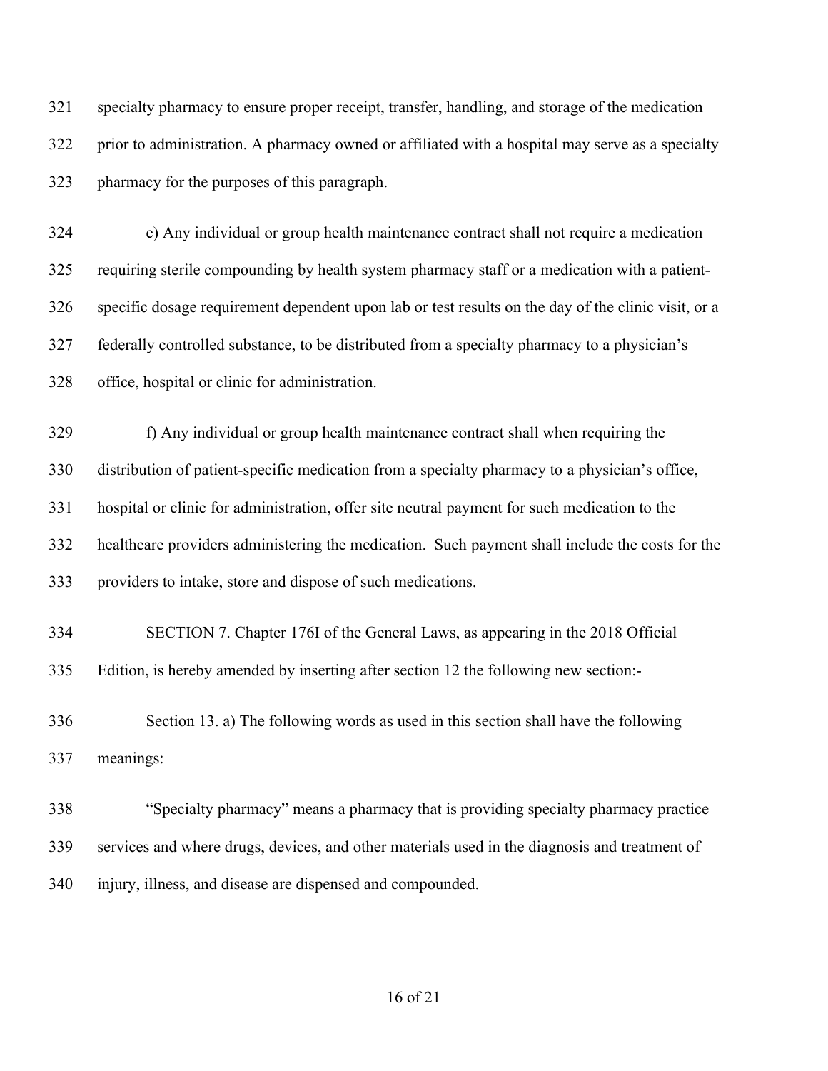specialty pharmacy to ensure proper receipt, transfer, handling, and storage of the medication prior to administration. A pharmacy owned or affiliated with a hospital may serve as a specialty pharmacy for the purposes of this paragraph.

e) Any individual or group health maintenance contract shall not require a medication requiring sterile compounding by health system pharmacy staff or a medication with a patient-specific dosage requirement dependent upon lab or test results on the day of the clinic visit, or a federally controlled substance, to be distributed from a specialty pharmacy to a physician's office, hospital or clinic for administration.

f) Any individual or group health maintenance contract shall when requiring the distribution of patient-specific medication from a specialty pharmacy to a physician's office, hospital or clinic for administration, offer site neutral payment for such medication to the healthcare providers administering the medication. Such payment shall include the costs for the providers to intake, store and dispose of such medications.

SECTION 7. Chapter 176I of the General Laws, as appearing in the 2018 Official Edition, is hereby amended by inserting after section 12 the following new section:-

Section 13. a) The following words as used in this section shall have the following meanings:

"Specialty pharmacy" means a pharmacy that is providing specialty pharmacy practice services and where drugs, devices, and other materials used in the diagnosis and treatment of injury, illness, and disease are dispensed and compounded.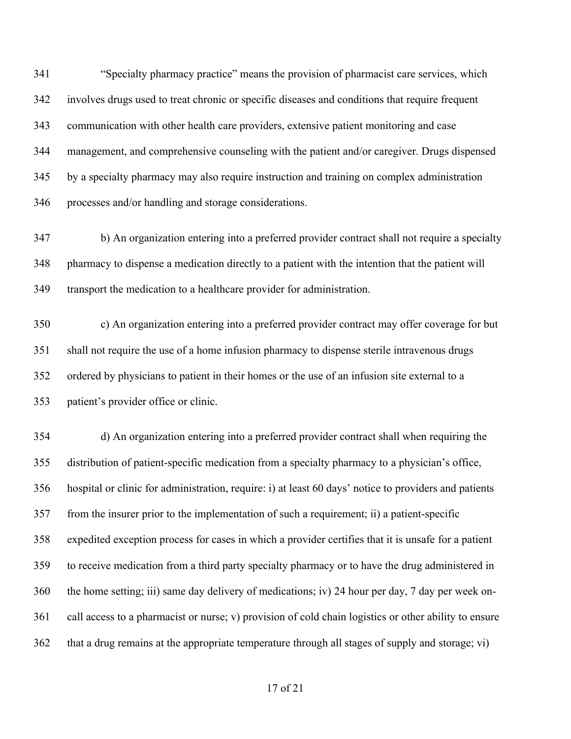“Specialty pharmacy practice” means the provision of pharmacist care services, which involves drugs used to treat chronic or specific diseases and conditions that require frequent communication with other health care providers, extensive patient monitoring and case management, and comprehensive counseling with the patient and/or caregiver. Drugs dispensed by a specialty pharmacy may also require instruction and training on complex administration processes and/or handling and storage considerations.

b) An organization entering into a preferred provider contract shall not require a specialty pharmacy to dispense a medication directly to a patient with the intention that the patient will transport the medication to a healthcare provider for administration.

c) An organization entering into a preferred provider contract may offer coverage for but shall not require the use of a home infusion pharmacy to dispense sterile intravenous drugs ordered by physicians to patient in their homes or the use of an infusion site external to a patient’s provider office or clinic.

d) An organization entering into a preferred provider contract shall when requiring the distribution of patient-specific medication from a specialty pharmacy to a physician’s office, hospital or clinic for administration, require: i) at least 60 days’ notice to providers and patients from the insurer prior to the implementation of such a requirement; ii) a patient-specific expedited exception process for cases in which a provider certifies that it is unsafe for a patient to receive medication from a third party specialty pharmacy or to have the drug administered in the home setting; iii) same day delivery of medications; iv) 24 hour per day, 7 day per week on-call access to a pharmacist or nurse; v) provision of cold chain logistics or other ability to ensure that a drug remains at the appropriate temperature through all stages of supply and storage; vi)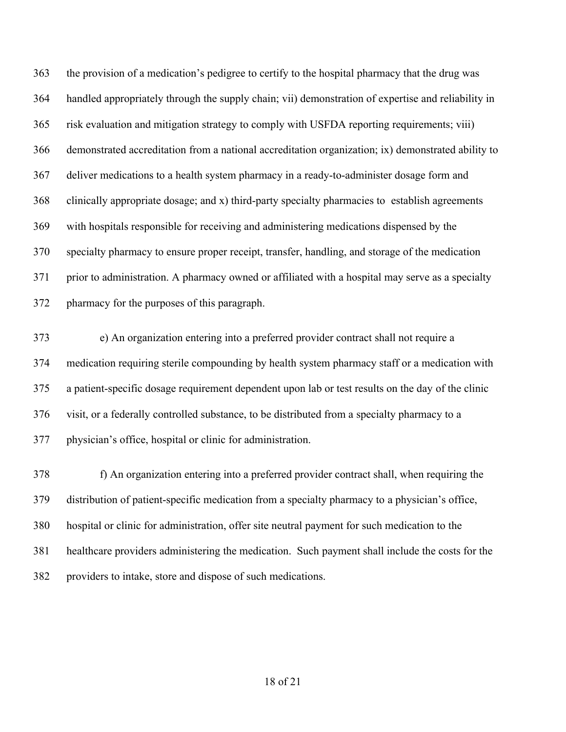the provision of a medication's pedigree to certify to the hospital pharmacy that the drug was handled appropriately through the supply chain; vii) demonstration of expertise and reliability in risk evaluation and mitigation strategy to comply with USFDA reporting requirements; viii) demonstrated accreditation from a national accreditation organization; ix) demonstrated ability to deliver medications to a health system pharmacy in a ready-to-administer dosage form and clinically appropriate dosage; and x) third-party specialty pharmacies to establish agreements with hospitals responsible for receiving and administering medications dispensed by the specialty pharmacy to ensure proper receipt, transfer, handling, and storage of the medication prior to administration. A pharmacy owned or affiliated with a hospital may serve as a specialty pharmacy for the purposes of this paragraph.

e) An organization entering into a preferred provider contract shall not require a medication requiring sterile compounding by health system pharmacy staff or a medication with a patient-specific dosage requirement dependent upon lab or test results on the day of the clinic visit, or a federally controlled substance, to be distributed from a specialty pharmacy to a physician's office, hospital or clinic for administration.

f) An organization entering into a preferred provider contract shall, when requiring the distribution of patient-specific medication from a specialty pharmacy to a physician's office, hospital or clinic for administration, offer site neutral payment for such medication to the healthcare providers administering the medication. Such payment shall include the costs for the providers to intake, store and dispose of such medications.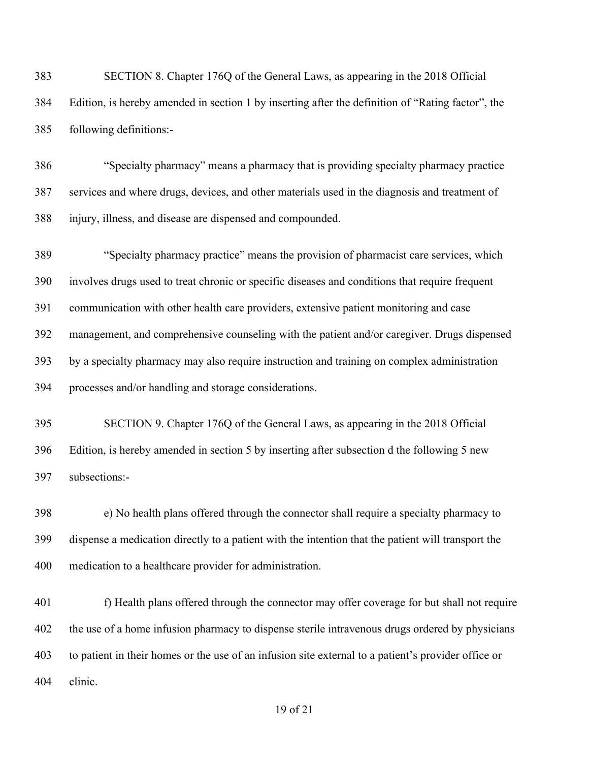SECTION 8. Chapter 176Q of the General Laws, as appearing in the 2018 Official Edition, is hereby amended in section 1 by inserting after the definition of "Rating factor", the following definitions:-

"Specialty pharmacy" means a pharmacy that is providing specialty pharmacy practice services and where drugs, devices, and other materials used in the diagnosis and treatment of injury, illness, and disease are dispensed and compounded.

"Specialty pharmacy practice" means the provision of pharmacist care services, which involves drugs used to treat chronic or specific diseases and conditions that require frequent communication with other health care providers, extensive patient monitoring and case management, and comprehensive counseling with the patient and/or caregiver. Drugs dispensed by a specialty pharmacy may also require instruction and training on complex administration processes and/or handling and storage considerations.

SECTION 9. Chapter 176Q of the General Laws, as appearing in the 2018 Official Edition, is hereby amended in section 5 by inserting after subsection d the following 5 new subsections:-

e) No health plans offered through the connector shall require a specialty pharmacy to dispense a medication directly to a patient with the intention that the patient will transport the medication to a healthcare provider for administration.

f) Health plans offered through the connector may offer coverage for but shall not require the use of a home infusion pharmacy to dispense sterile intravenous drugs ordered by physicians to patient in their homes or the use of an infusion site external to a patient's provider office or clinic.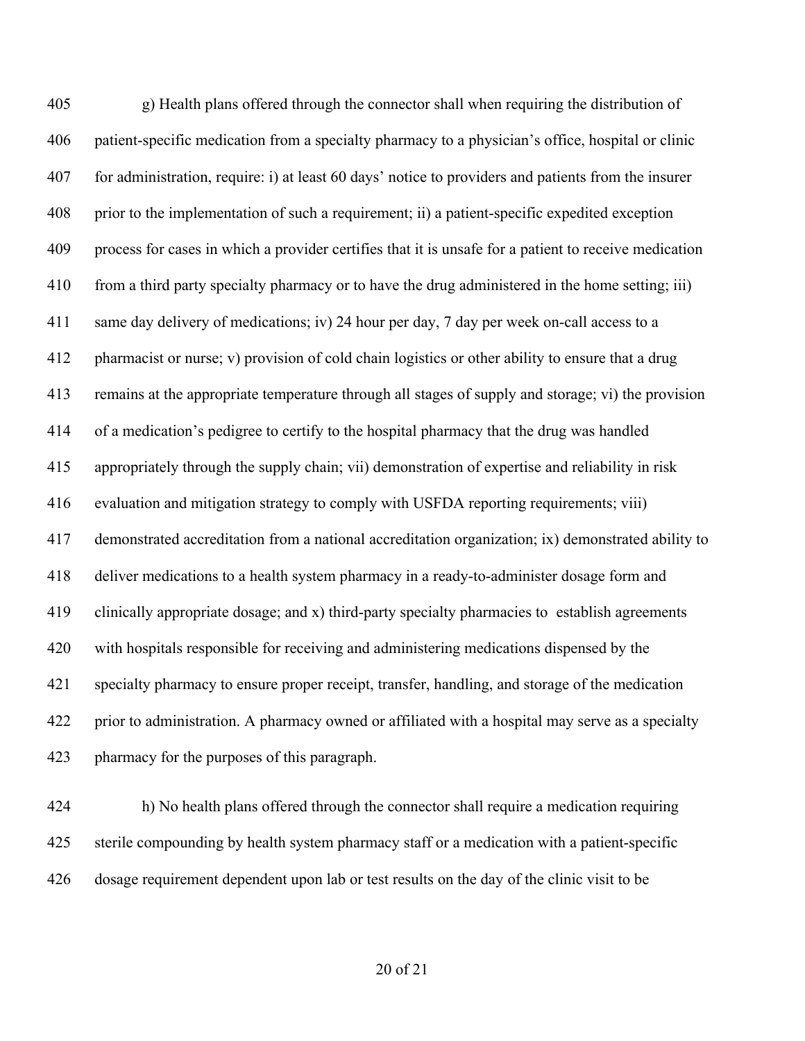g) Health plans offered through the connector shall when requiring the distribution of patient-specific medication from a specialty pharmacy to a physician's office, hospital or clinic for administration, require: i) at least 60 days' notice to providers and patients from the insurer prior to the implementation of such a requirement; ii) a patient-specific expedited exception process for cases in which a provider certifies that it is unsafe for a patient to receive medication from a third party specialty pharmacy or to have the drug administered in the home setting; iii) same day delivery of medications; iv) 24 hour per day, 7 day per week on-call access to a pharmacist or nurse; v) provision of cold chain logistics or other ability to ensure that a drug remains at the appropriate temperature through all stages of supply and storage; vi) the provision of a medication's pedigree to certify to the hospital pharmacy that the drug was handled appropriately through the supply chain; vii) demonstration of expertise and reliability in risk evaluation and mitigation strategy to comply with USFDA reporting requirements; viii) demonstrated accreditation from a national accreditation organization; ix) demonstrated ability to deliver medications to a health system pharmacy in a ready-to-administer dosage form and clinically appropriate dosage; and x) third-party specialty pharmacies to establish agreements with hospitals responsible for receiving and administering medications dispensed by the specialty pharmacy to ensure proper receipt, transfer, handling, and storage of the medication prior to administration. A pharmacy owned or affiliated with a hospital may serve as a specialty pharmacy for the purposes of this paragraph.

h) No health plans offered through the connector shall require a medication requiring sterile compounding by health system pharmacy staff or a medication with a patient-specific dosage requirement dependent upon lab or test results on the day of the clinic visit to be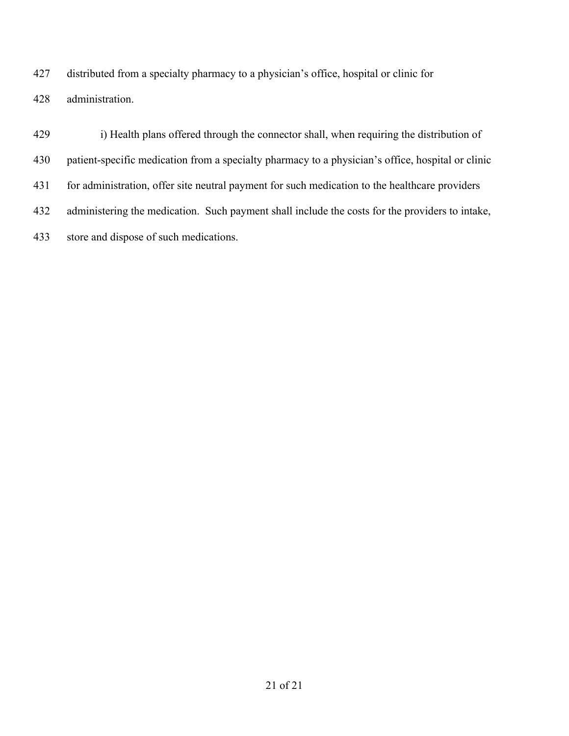distributed from a specialty pharmacy to a physician’s office, hospital or clinic for administration.

i) Health plans offered through the connector shall, when requiring the distribution of patient-specific medication from a specialty pharmacy to a physician’s office, hospital or clinic for administration, offer site neutral payment for such medication to the healthcare providers administering the medication. Such payment shall include the costs for the providers to intake, store and dispose of such medications.